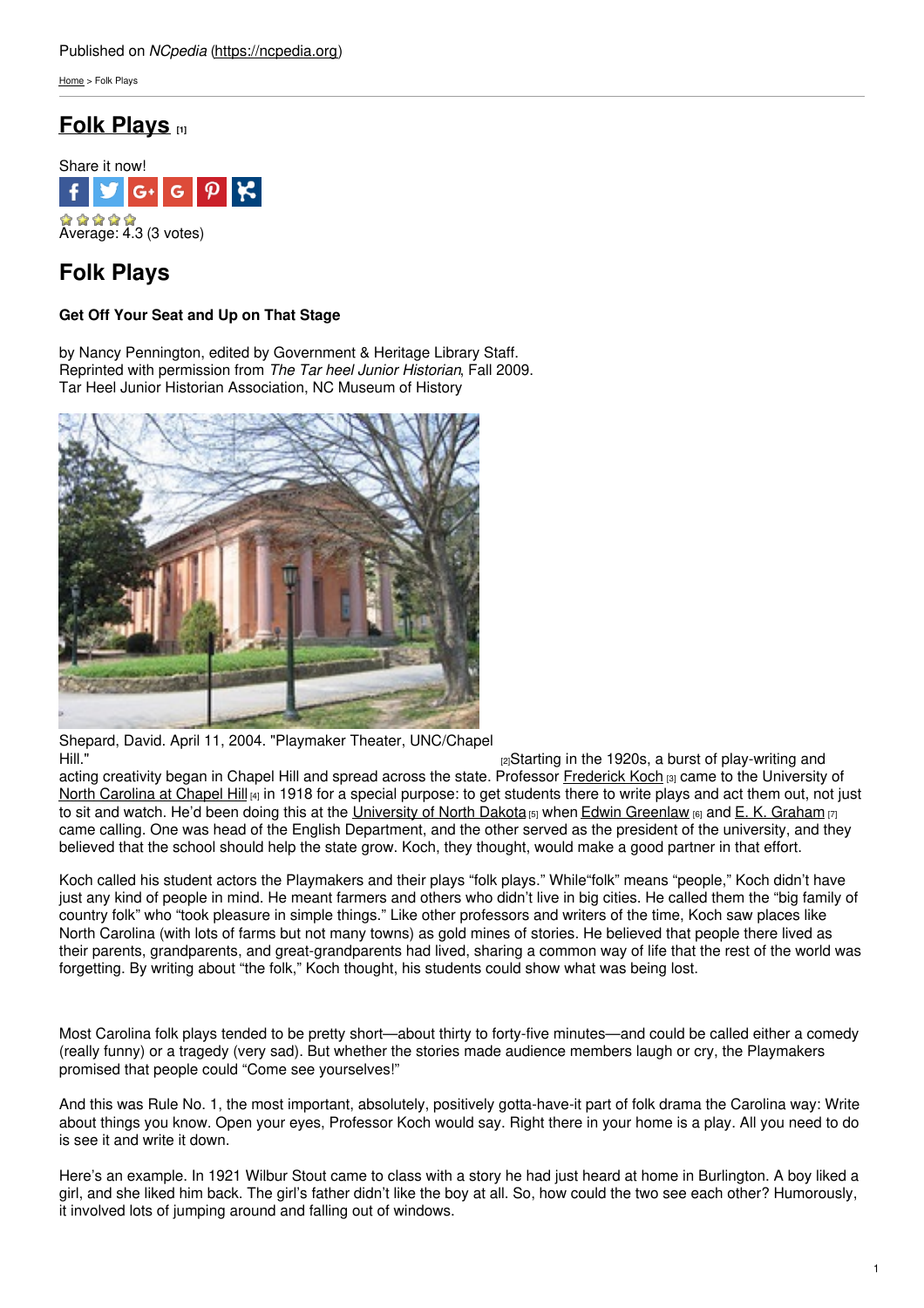Published on *NCpedia* (https://ncpedia.org)

Home > Folk Plays

# Folk Plays [1]

Share it now!

Average: 4.3 (3 votes)

## Folk Plays

### Get Off Your Seat and Up on That Stage

by Nancy Pennington, edited by Government & Heritage Library Staff.
Reprinted with permission from *The Tar heel Junior Historian*, Fall 2009.
Tar Heel Junior Historian Association, NC Museum of History

Shepard, David. April 11, 2004. "Playmaker Theater, UNC/Chapel Hill." [2]

Starting in the 1920s, a burst of play-writing and acting creativity began in Chapel Hill and spread across the state. Professor Frederick Koch [3] came to the University of North Carolina at Chapel Hill [4] in 1918 for a special purpose: to get students there to write plays and act them out, not just to sit and watch. He'd been doing this at the University of North Dakota [5] when Edwin Greenlaw [6] and E. K. Graham [7] came calling. One was head of the English Department, and the other served as the president of the university, and they believed that the school should help the state grow. Koch, they thought, would make a good partner in that effort.

Koch called his student actors the Playmakers and their plays "folk plays." While"folk" means "people," Koch didn't have just any kind of people in mind. He meant farmers and others who didn't live in big cities. He called them the "big family of country folk" who "took pleasure in simple things." Like other professors and writers of the time, Koch saw places like North Carolina (with lots of farms but not many towns) as gold mines of stories. He believed that people there lived as their parents, grandparents, and great-grandparents had lived, sharing a common way of life that the rest of the world was forgetting. By writing about "the folk," Koch thought, his students could show what was being lost.

Most Carolina folk plays tended to be pretty short—about thirty to forty-five minutes—and could be called either a comedy (really funny) or a tragedy (very sad). But whether the stories made audience members laugh or cry, the Playmakers promised that people could "Come see yourselves!"

And this was Rule No. 1, the most important, absolutely, positively gotta-have-it part of folk drama the Carolina way: Write about things you know. Open your eyes, Professor Koch would say. Right there in your home is a play. All you need to do is see it and write it down.

Here's an example. In 1921 Wilbur Stout came to class with a story he had just heard at home in Burlington. A boy liked a girl, and she liked him back. The girl's father didn't like the boy at all. So, how could the two see each other? Humorously, it involved lots of jumping around and falling out of windows.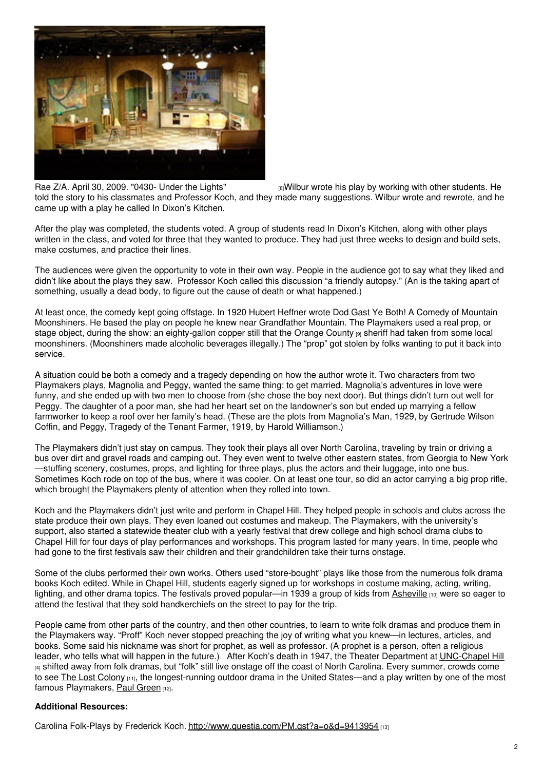Rae Z/A. April 30, 2009. "0430- Under the Lights" [8]

Wilbur wrote his play by working with other students. He told the story to his classmates and Professor Koch, and they made many suggestions. Wilbur wrote and rewrote, and he came up with a play he called In Dixon's Kitchen.

After the play was completed, the students voted. A group of students read In Dixon's Kitchen, along with other plays written in the class, and voted for three that they wanted to produce. They had just three weeks to design and build sets, make costumes, and practice their lines.

The audiences were given the opportunity to vote in their own way. People in the audience got to say what they liked and didn't like about the plays they saw. Professor Koch called this discussion "a friendly autopsy." (An is the taking apart of something, usually a dead body, to figure out the cause of death or what happened.)

At least once, the comedy kept going offstage. In 1920 Hubert Heffner wrote Dod Gast Ye Both! A Comedy of Mountain Moonshiners. He based the play on people he knew near Grandfather Mountain. The Playmakers used a real prop, or stage object, during the show: an eighty-gallon copper still that the Orange County [9] sheriff had taken from some local moonshiners. (Moonshiners made alcoholic beverages illegally.) The "prop" got stolen by folks wanting to put it back into service.

A situation could be both a comedy and a tragedy depending on how the author wrote it. Two characters from two Playmakers plays, Magnolia and Peggy, wanted the same thing: to get married. Magnolia's adventures in love were funny, and she ended up with two men to choose from (she chose the boy next door). But things didn't turn out well for Peggy. The daughter of a poor man, she had her heart set on the landowner's son but ended up marrying a fellow farmworker to keep a roof over her family's head. (These are the plots from Magnolia's Man, 1929, by Gertrude Wilson Coffin, and Peggy, Tragedy of the Tenant Farmer, 1919, by Harold Williamson.)

The Playmakers didn't just stay on campus. They took their plays all over North Carolina, traveling by train or driving a bus over dirt and gravel roads and camping out. They even went to twelve other eastern states, from Georgia to New York—stuffing scenery, costumes, props, and lighting for three plays, plus the actors and their luggage, into one bus. Sometimes Koch rode on top of the bus, where it was cooler. On at least one tour, so did an actor carrying a big prop rifle, which brought the Playmakers plenty of attention when they rolled into town.

Koch and the Playmakers didn't just write and perform in Chapel Hill. They helped people in schools and clubs across the state produce their own plays. They even loaned out costumes and makeup. The Playmakers, with the university's support, also started a statewide theater club with a yearly festival that drew college and high school drama clubs to Chapel Hill for four days of play performances and workshops. This program lasted for many years. In time, people who had gone to the first festivals saw their children and their grandchildren take their turns onstage.

Some of the clubs performed their own works. Others used "store-bought" plays like those from the numerous folk drama books Koch edited. While in Chapel Hill, students eagerly signed up for workshops in costume making, acting, writing, lighting, and other drama topics. The festivals proved popular—in 1939 a group of kids from Asheville [10] were so eager to attend the festival that they sold handkerchiefs on the street to pay for the trip.

People came from other parts of the country, and then other countries, to learn to write folk dramas and produce them in the Playmakers way. "Proff" Koch never stopped preaching the joy of writing what you knew—in lectures, articles, and books. Some said his nickname was short for prophet, as well as professor. (A prophet is a person, often a religious leader, who tells what will happen in the future.) After Koch's death in 1947, the Theater Department at UNC-Chapel Hill [4] shifted away from folk dramas, but "folk" still live onstage off the coast of North Carolina. Every summer, crowds come to see The Lost Colony [11], the longest-running outdoor drama in the United States—and a play written by one of the most famous Playmakers, Paul Green [12].

**Additional Resources:**

Carolina Folk-Plays by Frederick Koch. http://www.questia.com/PM.qst?a=o&d=9413954 [13]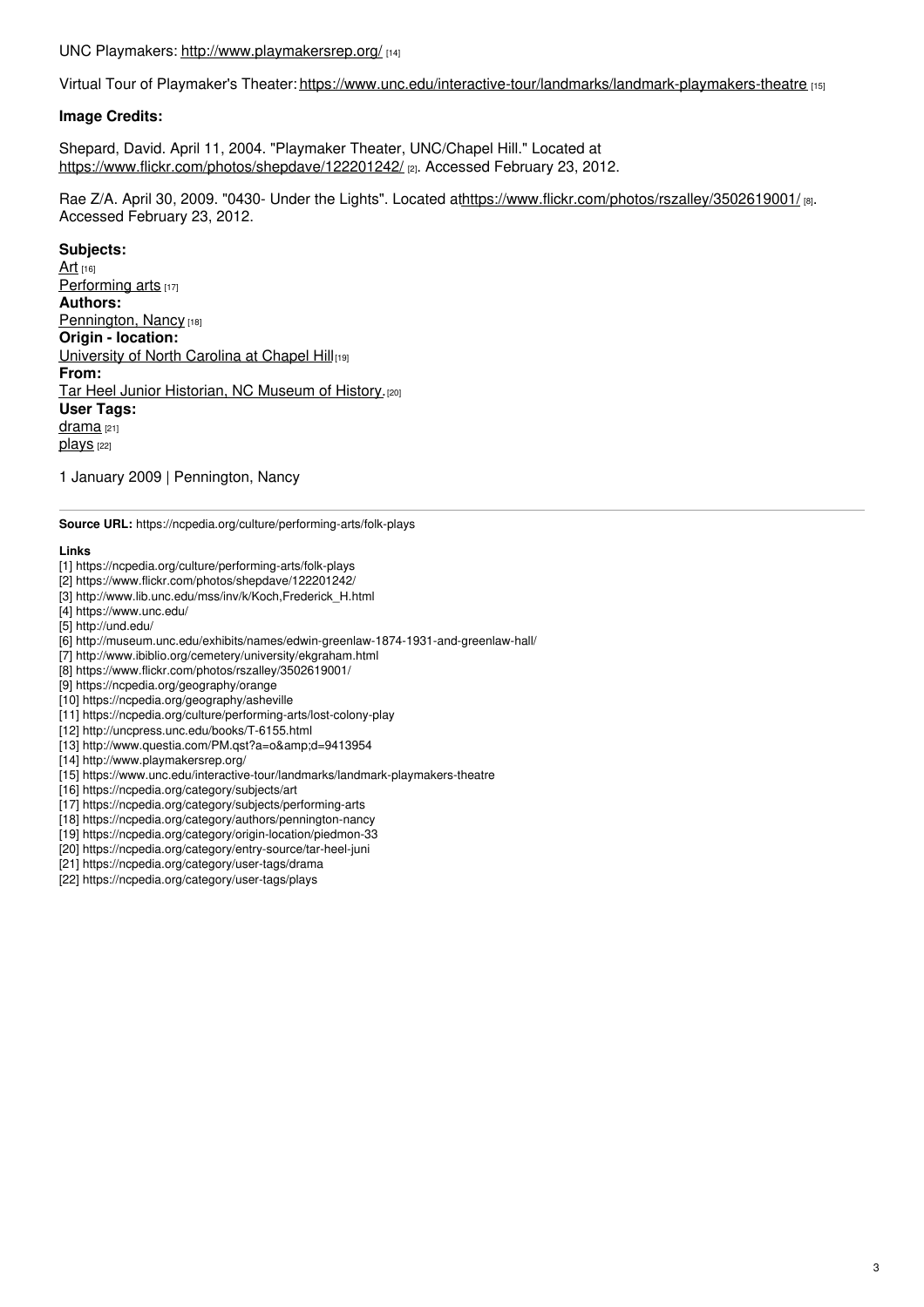UNC Playmakers: http://www.playmakersrep.org/ [14]

Virtual Tour of Playmaker's Theater: https://www.unc.edu/interactive-tour/landmarks/landmark-playmakers-theatre [15]

**Image Credits:**

Shepard, David. April 11, 2004. "Playmaker Theater, UNC/Chapel Hill." Located at https://www.flickr.com/photos/shepdave/122201242/ [2]. Accessed February 23, 2012.

Rae Z/A. April 30, 2009. "0430- Under the Lights". Located athttps://www.flickr.com/photos/rszalley/3502619001/ [8]. Accessed February 23, 2012.

**Subjects:**
Art [16]
Performing arts [17]
**Authors:**
Pennington, Nancy [18]
**Origin - location:**
University of North Carolina at Chapel Hill[19]
**From:**
Tar Heel Junior Historian, NC Museum of History. [20]
**User Tags:**
drama [21]
plays [22]

1 January 2009 | Pennington, Nancy

**Source URL:** https://ncpedia.org/culture/performing-arts/folk-plays

**Links**
[1] https://ncpedia.org/culture/performing-arts/folk-plays
[2] https://www.flickr.com/photos/shepdave/122201242/
[3] http://www.lib.unc.edu/mss/inv/k/Koch,Frederick_H.html
[4] https://www.unc.edu/
[5] http://und.edu/
[6] http://museum.unc.edu/exhibits/names/edwin-greenlaw-1874-1931-and-greenlaw-hall/
[7] http://www.ibiblio.org/cemetery/university/ekgraham.html
[8] https://www.flickr.com/photos/rszalley/3502619001/
[9] https://ncpedia.org/geography/orange
[10] https://ncpedia.org/geography/asheville
[11] https://ncpedia.org/culture/performing-arts/lost-colony-play
[12] http://uncpress.unc.edu/books/T-6155.html
[13] http://www.questia.com/PM.qst?a=o&amp;d=9413954
[14] http://www.playmakersrep.org/
[15] https://www.unc.edu/interactive-tour/landmarks/landmark-playmakers-theatre
[16] https://ncpedia.org/category/subjects/art
[17] https://ncpedia.org/category/subjects/performing-arts
[18] https://ncpedia.org/category/authors/pennington-nancy
[19] https://ncpedia.org/category/origin-location/piedmon-33
[20] https://ncpedia.org/category/entry-source/tar-heel-juni
[21] https://ncpedia.org/category/user-tags/drama
[22] https://ncpedia.org/category/user-tags/plays